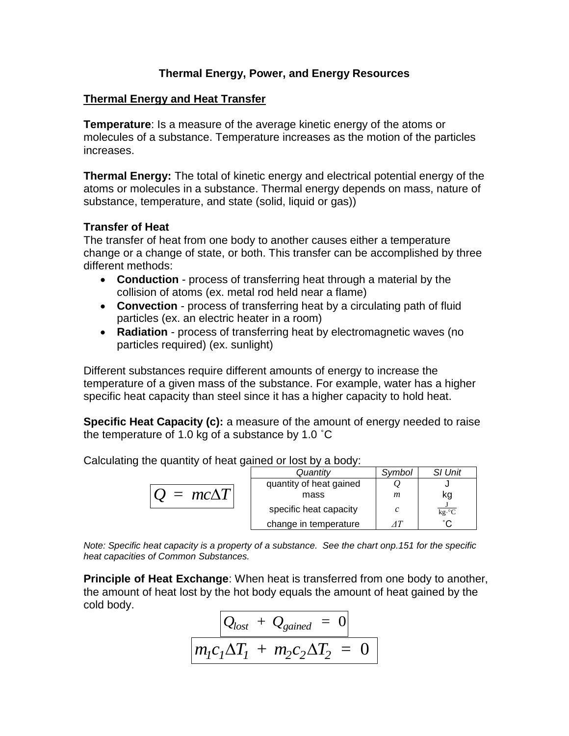# Thermal Energy, Power, and Energy Resources

## Thermal Energy and Heat Transfer

**Temperature**: Is a measure of the average kinetic energy of the atoms or molecules of a substance. Temperature increases as the motion of the particles increases.

**Thermal Energy:** The total of kinetic energy and electrical potential energy of the atoms or molecules in a substance. Thermal energy depends on mass, nature of substance, temperature, and state (solid, liquid or gas))

### Transfer of Heat

The transfer of heat from one body to another causes either a temperature change or a change of state, or both. This transfer can be accomplished by three different methods:

- **Conduction** - process of transferring heat through a material by the collision of atoms (ex. metal rod held near a flame)
- **Convection** - process of transferring heat by a circulating path of fluid particles (ex. an electric heater in a room)
- **Radiation** - process of transferring heat by electromagnetic waves (no particles required) (ex. sunlight)

Different substances require different amounts of energy to increase the temperature of a given mass of the substance. For example, water has a higher specific heat capacity than steel since it has a higher capacity to hold heat.

**Specific Heat Capacity (c):** a measure of the amount of energy needed to raise the temperature of 1.0 kg of a substance by 1.0 ˚C

Calculating the quantity of heat gained or lost by a body:

$$Q = mc\Delta T$$

| *Quantity* | *Symbol* | *SI Unit* |
|---|---|---|
| quantity of heat gained | $Q$ | J |
| mass | $m$ | kg |
| specific heat capacity | $c$ | $\frac{\text{J}}{\text{kg}\cdot{}^{\circ}\text{C}}$ |
| change in temperature | $\Delta T$ | ˚C |

*Note: Specific heat capacity is a property of a substance. See the chart onp.151 for the specific heat capacities of Common Substances.*

**Principle of Heat Exchange**: When heat is transferred from one body to another, the amount of heat lost by the hot body equals the amount of heat gained by the cold body.

$$Q_{lost} + Q_{gained} = 0$$

$$m_1c_1\Delta T_1 + m_2c_2\Delta T_2 = 0$$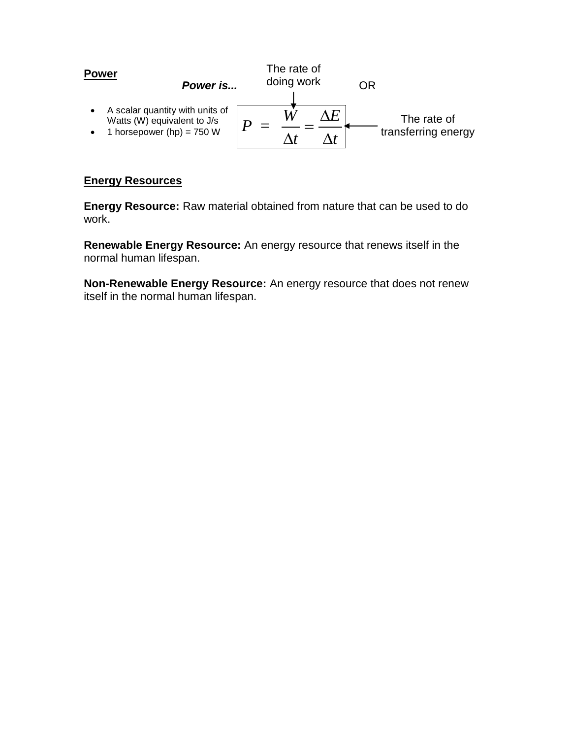**Power**

***Power is...***

- A scalar quantity with units of Watts (W) equivalent to J/s
- 1 horsepower (hp) = 750 W

The rate of doing work OR The rate of transferring energy

$$P = \frac{W}{\Delta t} = \frac{\Delta E}{\Delta t}$$

**Energy Resources**

**Energy Resource:** Raw material obtained from nature that can be used to do work.

**Renewable Energy Resource:** An energy resource that renews itself in the normal human lifespan.

**Non-Renewable Energy Resource:** An energy resource that does not renew itself in the normal human lifespan.